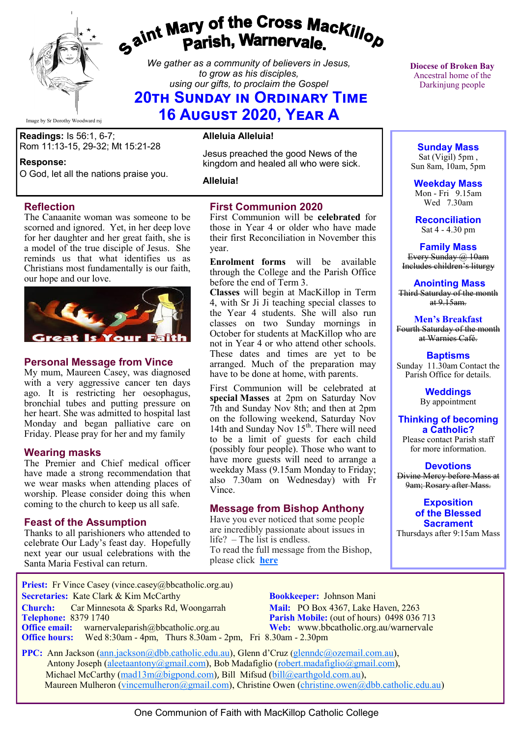# Saint Mary of the Cross MacKillop Parish, Warnervale.

*We gather as a community of believers in Jesus, to grow as his disciples, using our gifts, to proclaim the Gospel*

## 20th Sunday in Ordinary Time
## 16 August 2020, Year A

Image by Sr Dorothy Woodward rsj

**Diocese of Broken Bay**
Ancestral home of the Darkinjung people

**Readings:** Is 56:1, 6-7; Rom 11:13-15, 29-32; Mt 15:21-28

**Response:**
O God, let all the nations praise you.

**Alleluia Alleluia!**

Jesus preached the good News of the kingdom and healed all who were sick.

**Alleluia!**

### Reflection

The Canaanite woman was someone to be scorned and ignored. Yet, in her deep love for her daughter and her great faith, she is a model of the true disciple of Jesus. She reminds us that what identifies us as Christians most fundamentally is our faith, our hope and our love.

Great Is Your Faith

### Personal Message from Vince

My mum, Maureen Casey, was diagnosed with a very aggressive cancer ten days ago. It is restricting her oesophagus, bronchial tubes and putting pressure on her heart. She was admitted to hospital last Monday and began palliative care on Friday. Please pray for her and my family

### Wearing masks

The Premier and Chief medical officer have made a strong recommendation that we wear masks when attending places of worship. Please consider doing this when coming to the church to keep us all safe.

### Feast of the Assumption

Thanks to all parishioners who attended to celebrate Our Lady's feast day. Hopefully next year our usual celebrations with the Santa Maria Festival can return.

### First Communion 2020

First Communion will be **celebrated** for those in Year 4 or older who have made their first Reconciliation in November this year.

**Enrolment forms** will be available through the College and the Parish Office before the end of Term 3.

**Classes** will begin at MacKillop in Term 4, with Sr Ji Ji teaching special classes to the Year 4 students. She will also run classes on two Sunday mornings in October for students at MacKillop who are not in Year 4 or who attend other schools. These dates and times are yet to be arranged. Much of the preparation may have to be done at home, with parents.

First Communion will be celebrated at **special Masses** at 2pm on Saturday Nov 7th and Sunday Nov 8th; and then at 2pm on the following weekend, Saturday Nov 14th and Sunday Nov 15th. There will need to be a limit of guests for each child (possibly four people). Those who want to have more guests will need to arrange a weekday Mass (9.15am Monday to Friday; also 7.30am on Wednesday) with Fr Vince.

### Message from Bishop Anthony

Have you ever noticed that some people are incredibly passionate about issues in life? – The list is endless.
To read the full message from the Bishop, please click here

**Sunday Mass**
Sat (Vigil) 5pm ,
Sun 8am, 10am, 5pm

**Weekday Mass**
Mon - Fri 9.15am
Wed 7.30am

**Reconciliation**
Sat 4 - 4.30 pm

**Family Mass**
~~Every Sunday @ 10am Includes children's liturgy~~

**Anointing Mass**
~~Third Saturday of the month at 9.15am.~~

**Men's Breakfast**
~~Fourth Saturday of the month at Warnies Café.~~

**Baptisms**
Sunday 11.30am Contact the Parish Office for details.

**Weddings**
By appointment

**Thinking of becoming a Catholic?**
Please contact Parish staff for more information.

**Devotions**
~~Divine Mercy before Mass at 9am; Rosary after Mass.~~

**Exposition of the Blessed Sacrament**
Thursdays after 9:15am Mass

**Priest:** Fr Vince Casey (vince.casey@bbcatholic.org.au)
**Secretaries:** Kate Clark & Kim McCarthy
**Bookkeeper:** Johnson Mani
**Church:** Car Minnesota & Sparks Rd, Woongarrah
**Mail:** PO Box 4367, Lake Haven, 2263
**Telephone:** 8379 1740
**Parish Mobile:** (out of hours) 0498 036 713
**Office email:** warnervaleparish@bbcatholic.org.au
**Web:** www.bbcatholic.org.au/warnervale
**Office hours:** Wed 8:30am - 4pm, Thurs 8.30am - 2pm, Fri 8.30am - 2.30pm

**PPC:** Ann Jackson (ann.jackson@dbb.catholic.edu.au), Glenn d'Cruz (glenndc@ozemail.com.au), Antony Joseph (aleetaantony@gmail.com), Bob Madafiglio (robert.madafiglio@gmail.com), Michael McCarthy (mad13m@bigpond.com), Bill Mifsud (bill@earthgold.com.au), Maureen Mulheron (vincemulheron@gmail.com), Christine Owen (christine.owen@dbb.catholic.edu.au)

One Communion of Faith with MacKillop Catholic College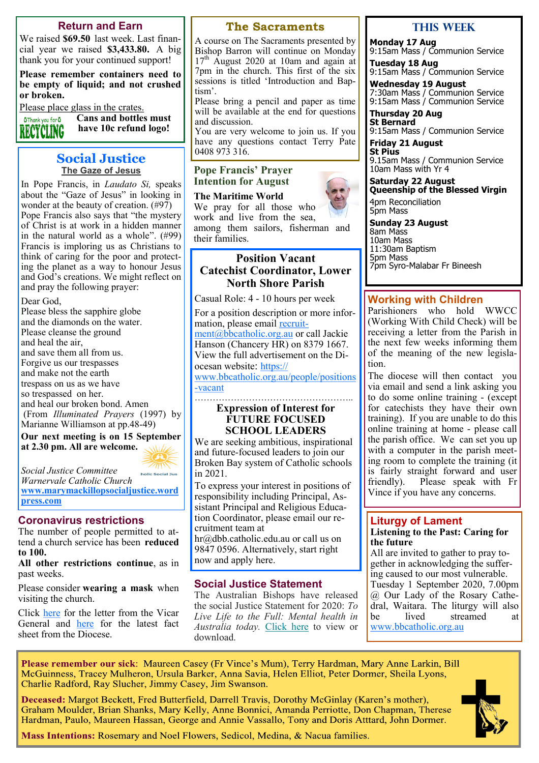## Return and Earn

We raised **$69.50** last week. Last financial year we raised **$3,433.80.** A big thank you for your continued support!

**Please remember containers need to be empty of liquid; and not crushed or broken.**

Please place glass in the crates.

**Cans and bottles must have 10c refund logo!**

## Social Justice

### The Gaze of Jesus

In Pope Francis, in *Laudato Si,* speaks about the "Gaze of Jesus" in looking in wonder at the beauty of creation. (#97) Pope Francis also says that "the mystery of Christ is at work in a hidden manner in the natural world as a whole". (#99) Francis is imploring us as Christians to think of caring for the poor and protecting the planet as a way to honour Jesus and God's creations. We might reflect on and pray the following prayer:

Dear God,
Please bless the sapphire globe
and the diamonds on the water.
Please cleanse the ground
and heal the air,
and save them all from us.
Forgive us our trespasses
and make not the earth
trespass on us as we have
so trespassed on her.
and heal our broken bond. Amen
(From *Illuminated Prayers* (1997) by Marianne Williamson at pp.48-49)

**Our next meeting is on 15 September at 2.30 pm. All are welcome.**

*Social Justice Committee*
*Warnervale Catholic Church*
**www.marymackillopsocialjustice.wordpress.com**

## Coronavirus restrictions

The number of people permitted to attend a church service has been **reduced to 100.**

**All other restrictions continue**, as in past weeks.

Please consider **wearing a mask** when visiting the church.

Click here for the letter from the Vicar General and here for the latest fact sheet from the Diocese.

## The Sacraments

A course on The Sacraments presented by Bishop Barron will continue on Monday 17th August 2020 at 10am and again at 7pm in the church. This first of the six sessions is titled 'Introduction and Baptism'.

Please bring a pencil and paper as time will be available at the end for questions and discussion.

You are very welcome to join us. If you have any questions contact Terry Pate 0408 973 316.

## Pope Francis' Prayer Intention for August

**The Maritime World**

We pray for all those who work and live from the sea, among them sailors, fisherman and their families.

## Position Vacant Catechist Coordinator, Lower North Shore Parish

Casual Role: 4 - 10 hours per week

For a position description or more information, please email recruitment@bbcatholic.org.au or call Jackie Hanson (Chancery HR) on 8379 1667. View the full advertisement on the Diocesan website: https://www.bbcatholic.org.au/people/positions-vacant

……………………………………………..

**Expression of Interest for FUTURE FOCUSED SCHOOL LEADERS**

We are seeking ambitious, inspirational and future-focused leaders to join our Broken Bay system of Catholic schools in 2021.

To express your interest in positions of responsibility including Principal, Assistant Principal and Religious Education Coordinator, please email our recruitment team at hr@dbb.catholic.edu.au or call us on 9847 0596. Alternatively, start right now and apply here.

## Social Justice Statement

The Australian Bishops have released the social Justice Statement for 2020: *To Live Life to the Full: Mental health in Australia today.* Click here to view or download.

## THIS WEEK

**Monday 17 Aug**
9:15am Mass / Communion Service

**Tuesday 18 Aug**
9:15am Mass / Communion Service

**Wednesday 19 August**
7:30am Mass / Communion Service
9:15am Mass / Communion Service

**Thursday 20 Aug**
**St Bernard**
9:15am Mass / Communion Service

**Friday 21 August**
**St Pius**
9.15am Mass / Communion Service
10am Mass with Yr 4

**Saturday 22 August**
**Queenship of the Blessed Virgin**
4pm Reconciliation
5pm Mass

**Sunday 23 August**
8am Mass
10am Mass
11:30am Baptism
5pm Mass
7pm Syro-Malabar Fr Bineesh

## Working with Children

Parishioners who hold WWCC (Working With Child Check) will be receiving a letter from the Parish in the next few weeks informing them of the meaning of the new legislation.

The diocese will then contact you via email and send a link asking you to do some online training - (except for catechists they have their own training). If you are unable to do this online training at home - please call the parish office. We can set you up with a computer in the parish meeting room to complete the training (it is fairly straight forward and user friendly). Please speak with Fr Vince if you have any concerns.

## Liturgy of Lament

**Listening to the Past: Caring for the future**

All are invited to gather to pray together in acknowledging the suffering caused to our most vulnerable. Tuesday 1 September 2020, 7.00pm @ Our Lady of the Rosary Cathedral, Waitara. The liturgy will also be lived streamed at www.bbcatholic.org.au

---

**Please remember our sick**: Maureen Casey (Fr Vince's Mum), Terry Hardman, Mary Anne Larkin, Bill McGuinness, Tracey Mulheron, Ursula Barker, Anna Savia, Helen Elliot, Peter Dormer, Sheila Lyons, Charlie Radford, Ray Slucher, Jimmy Casey, Jim Swanson.

**Deceased:** Margot Beckett, Fred Butterfield, Darrell Travis, Dorothy McGinlay (Karen's mother), Graham Moulder, Brian Shanks, Mary Kelly, Anne Bonnici, Amanda Perriotte, Don Chapman, Therese Hardman, Paulo, Maureen Hassan, George and Annie Vassallo, Tony and Doris Atttard, John Dormer.

**Mass Intentions:** Rosemary and Noel Flowers, Sedicol, Medina, & Nacua families.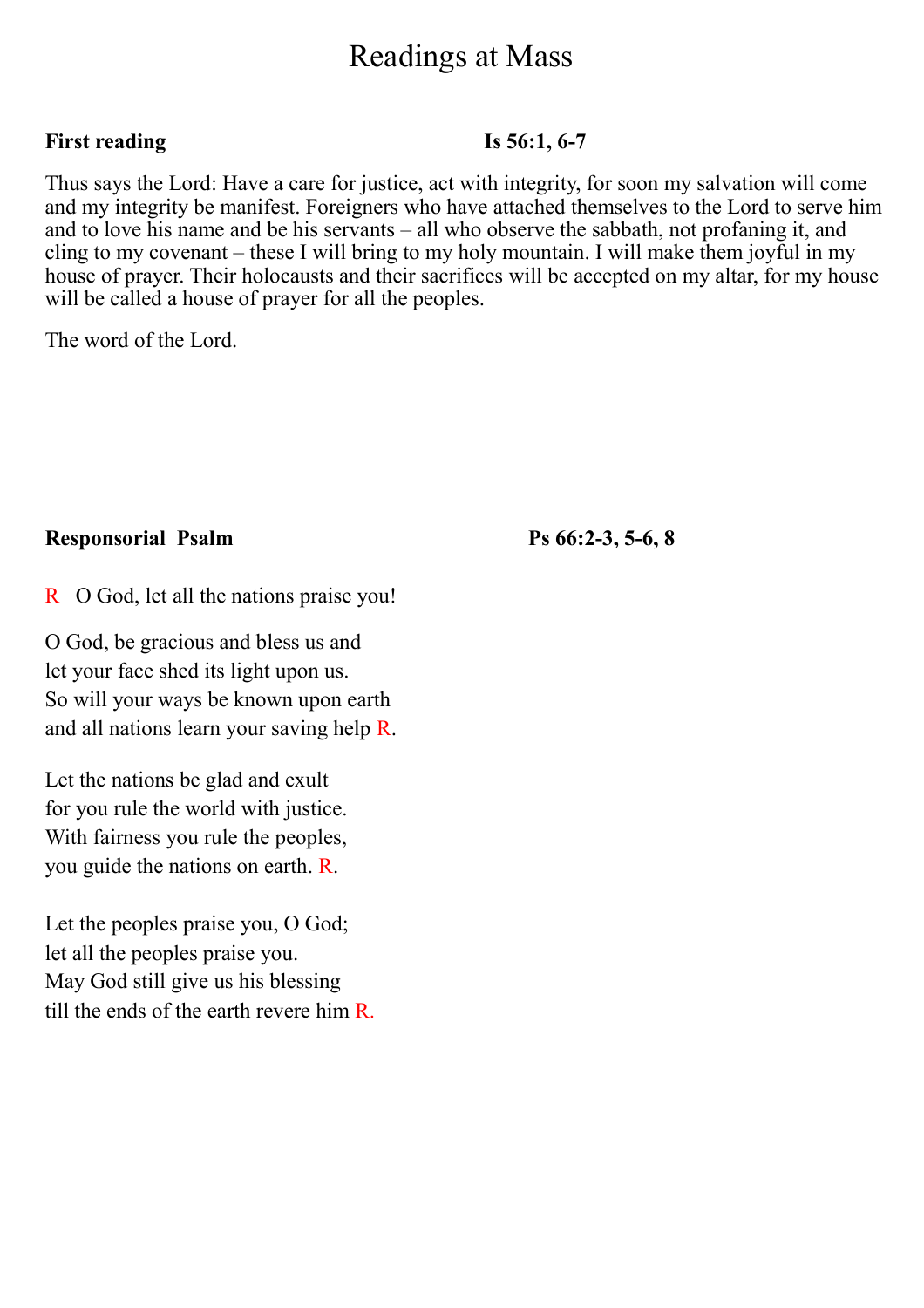# Readings at Mass

**First reading** **Is 56:1, 6-7**

Thus says the Lord: Have a care for justice, act with integrity, for soon my salvation will come and my integrity be manifest. Foreigners who have attached themselves to the Lord to serve him and to love his name and be his servants – all who observe the sabbath, not profaning it, and cling to my covenant – these I will bring to my holy mountain. I will make them joyful in my house of prayer. Their holocausts and their sacrifices will be accepted on my altar, for my house will be called a house of prayer for all the peoples.

The word of the Lord.

**Responsorial Psalm** **Ps 66:2-3, 5-6, 8**

R O God, let all the nations praise you!

O God, be gracious and bless us and  
let your face shed its light upon us.  
So will your ways be known upon earth  
and all nations learn your saving help R.

Let the nations be glad and exult  
for you rule the world with justice.  
With fairness you rule the peoples,  
you guide the nations on earth. R.

Let the peoples praise you, O God;  
let all the peoples praise you.  
May God still give us his blessing  
till the ends of the earth revere him R.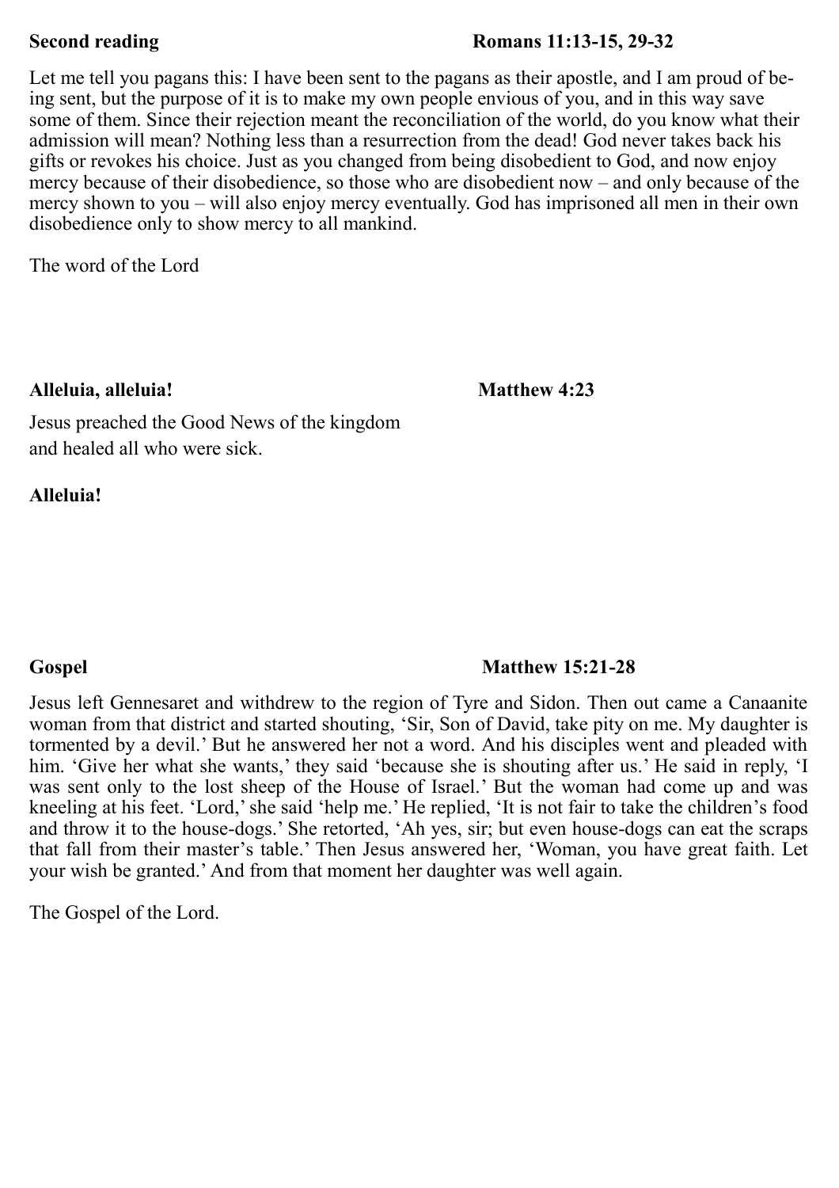**Second reading** **Romans 11:13-15, 29-32**

Let me tell you pagans this: I have been sent to the pagans as their apostle, and I am proud of being sent, but the purpose of it is to make my own people envious of you, and in this way save some of them. Since their rejection meant the reconciliation of the world, do you know what their admission will mean? Nothing less than a resurrection from the dead! God never takes back his gifts or revokes his choice. Just as you changed from being disobedient to God, and now enjoy mercy because of their disobedience, so those who are disobedient now – and only because of the mercy shown to you – will also enjoy mercy eventually. God has imprisoned all men in their own disobedience only to show mercy to all mankind.

The word of the Lord

**Alleluia, alleluia!** **Matthew 4:23**

Jesus preached the Good News of the kingdom
and healed all who were sick.

**Alleluia!**

**Gospel** **Matthew 15:21-28**

Jesus left Gennesaret and withdrew to the region of Tyre and Sidon. Then out came a Canaanite woman from that district and started shouting, 'Sir, Son of David, take pity on me. My daughter is tormented by a devil.' But he answered her not a word. And his disciples went and pleaded with him. 'Give her what she wants,' they said 'because she is shouting after us.' He said in reply, 'I was sent only to the lost sheep of the House of Israel.' But the woman had come up and was kneeling at his feet. 'Lord,' she said 'help me.' He replied, 'It is not fair to take the children's food and throw it to the house-dogs.' She retorted, 'Ah yes, sir; but even house-dogs can eat the scraps that fall from their master's table.' Then Jesus answered her, 'Woman, you have great faith. Let your wish be granted.' And from that moment her daughter was well again.

The Gospel of the Lord.